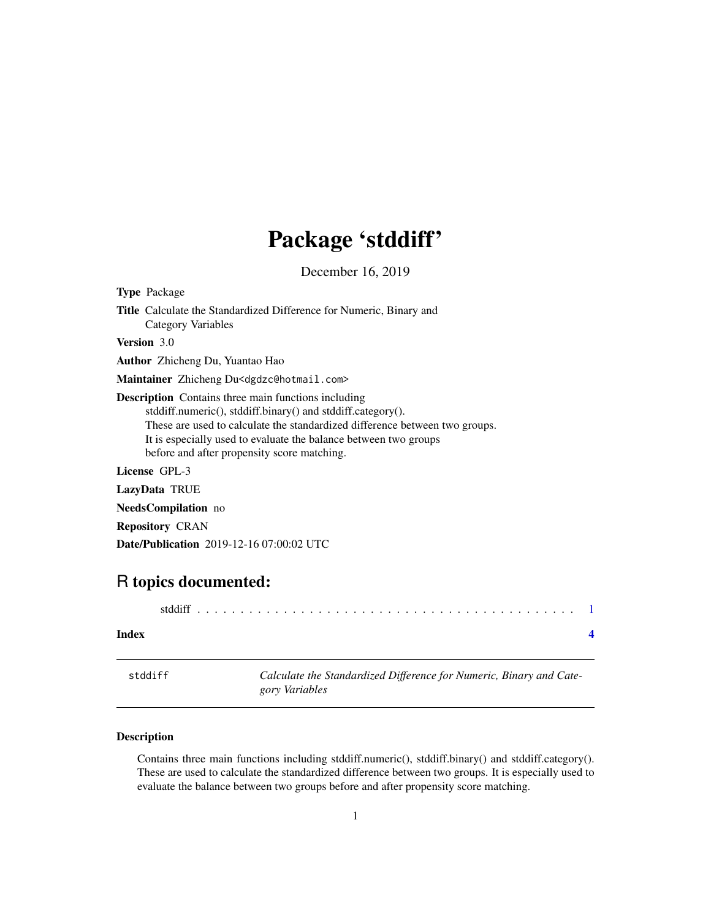# Package 'stddiff'

December 16, 2019

**Type** Package

**Title** Calculate the Standardized Difference for Numeric, Binary and Category Variables

**Version** 3.0

**Author** Zhicheng Du, Yuantao Hao

**Maintainer** Zhicheng Du<dgdzc@hotmail.com>

**Description** Contains three main functions including stddiff.numeric(), stddiff.binary() and stddiff.category(). These are used to calculate the standardized difference between two groups. It is especially used to evaluate the balance between two groups before and after propensity score matching.

**License** GPL-3

**LazyData** TRUE

**NeedsCompilation** no

**Repository** CRAN

**Date/Publication** 2019-12-16 07:00:02 UTC

## R topics documented:

stddiff . . . . . . . . . . . . . . . . . . . . . . . . . . . . . . . . . . . . . . . . . . . . 1

**Index** **4**

---

`stddiff` *Calculate the Standardized Difference for Numeric, Binary and Category Variables*

---

### Description

Contains three main functions including stddiff.numeric(), stddiff.binary() and stddiff.category(). These are used to calculate the standardized difference between two groups. It is especially used to evaluate the balance between two groups before and after propensity score matching.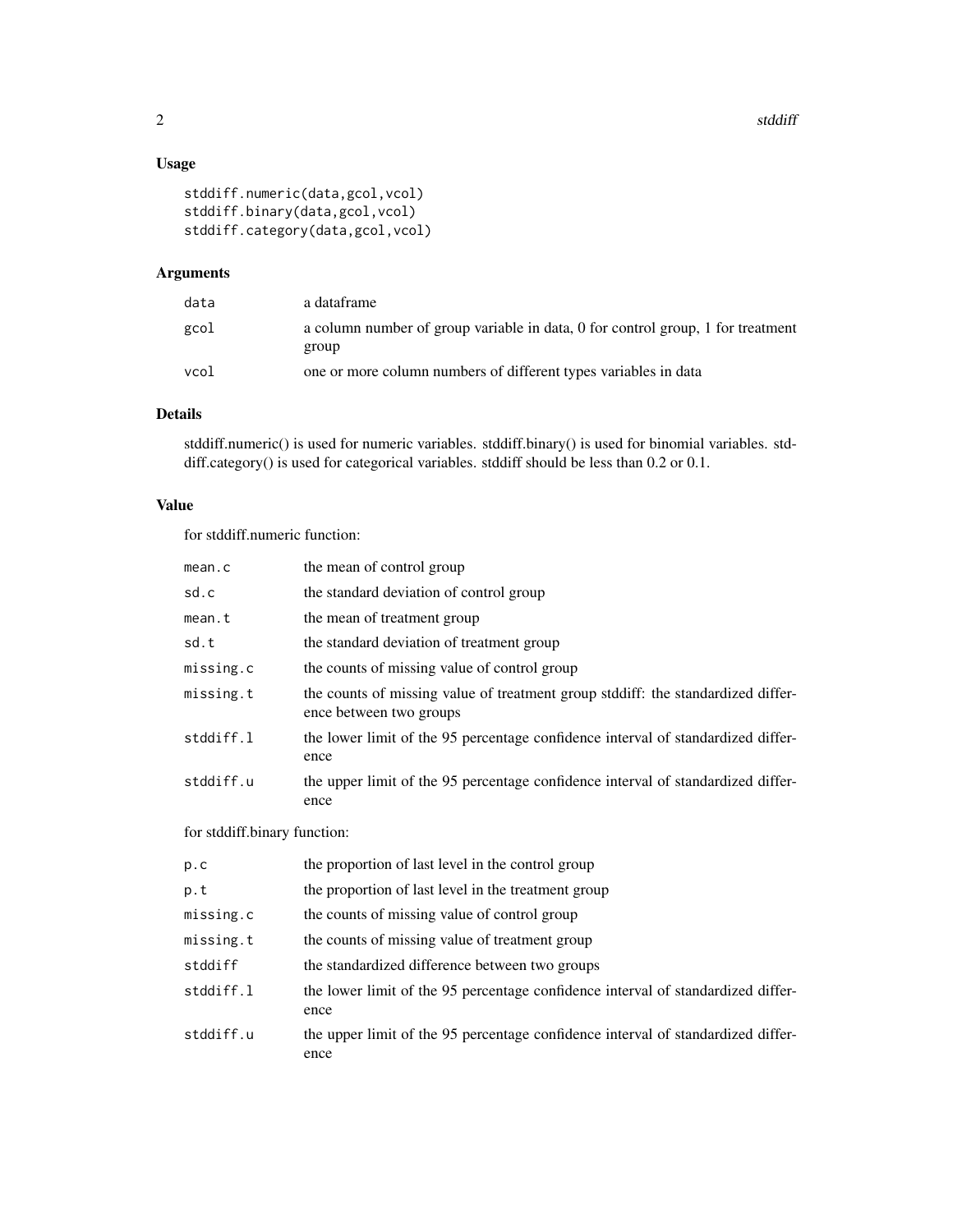## Usage

```
stddiff.numeric(data,gcol,vcol)
stddiff.binary(data,gcol,vcol)
stddiff.category(data,gcol,vcol)
```

## Arguments

| | |
|---|---|
| data | a dataframe |
| gcol | a column number of group variable in data, 0 for control group, 1 for treatment group |
| vcol | one or more column numbers of different types variables in data |

## Details

stddiff.numeric() is used for numeric variables. stddiff.binary() is used for binomial variables. stddiff.category() is used for categorical variables. stddiff should be less than 0.2 or 0.1.

## Value

for stddiff.numeric function:

| | |
|---|---|
| mean.c | the mean of control group |
| sd.c | the standard deviation of control group |
| mean.t | the mean of treatment group |
| sd.t | the standard deviation of treatment group |
| missing.c | the counts of missing value of control group |
| missing.t | the counts of missing value of treatment group stddiff: the standardized difference between two groups |
| stddiff.l | the lower limit of the 95 percentage confidence interval of standardized difference |
| stddiff.u | the upper limit of the 95 percentage confidence interval of standardized difference |

for stddiff.binary function:

| | |
|---|---|
| p.c | the proportion of last level in the control group |
| p.t | the proportion of last level in the treatment group |
| missing.c | the counts of missing value of control group |
| missing.t | the counts of missing value of treatment group |
| stddiff | the standardized difference between two groups |
| stddiff.l | the lower limit of the 95 percentage confidence interval of standardized difference |
| stddiff.u | the upper limit of the 95 percentage confidence interval of standardized difference |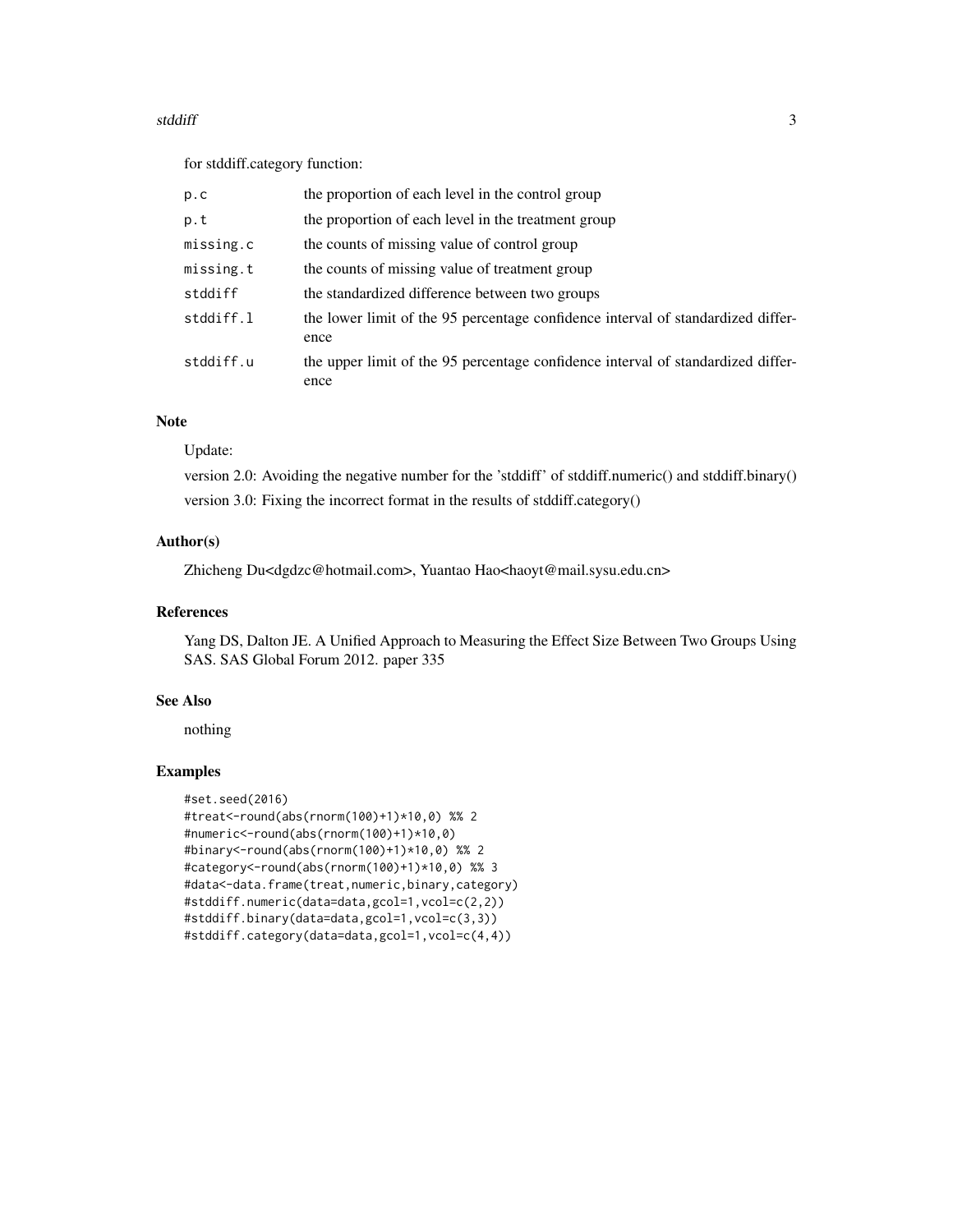for stddiff.category function:

| | |
|---|---|
| p.c | the proportion of each level in the control group |
| p.t | the proportion of each level in the treatment group |
| missing.c | the counts of missing value of control group |
| missing.t | the counts of missing value of treatment group |
| stddiff | the standardized difference between two groups |
| stddiff.l | the lower limit of the 95 percentage confidence interval of standardized difference |
| stddiff.u | the upper limit of the 95 percentage confidence interval of standardized difference |

### Note

Update:

version 2.0: Avoiding the negative number for the 'stddiff' of stddiff.numeric() and stddiff.binary()

version 3.0: Fixing the incorrect format in the results of stddiff.category()

### Author(s)

Zhicheng Du<dgdzc@hotmail.com>, Yuantao Hao<haoyt@mail.sysu.edu.cn>

### References

Yang DS, Dalton JE. A Unified Approach to Measuring the Effect Size Between Two Groups Using SAS. SAS Global Forum 2012. paper 335

### See Also

nothing

### Examples

```
#set.seed(2016)
#treat<-round(abs(rnorm(100)+1)*10,0) %% 2
#numeric<-round(abs(rnorm(100)+1)*10,0)
#binary<-round(abs(rnorm(100)+1)*10,0) %% 2
#category<-round(abs(rnorm(100)+1)*10,0) %% 3
#data<-data.frame(treat,numeric,binary,category)
#stddiff.numeric(data=data,gcol=1,vcol=c(2,2))
#stddiff.binary(data=data,gcol=1,vcol=c(3,3))
#stddiff.category(data=data,gcol=1,vcol=c(4,4))
```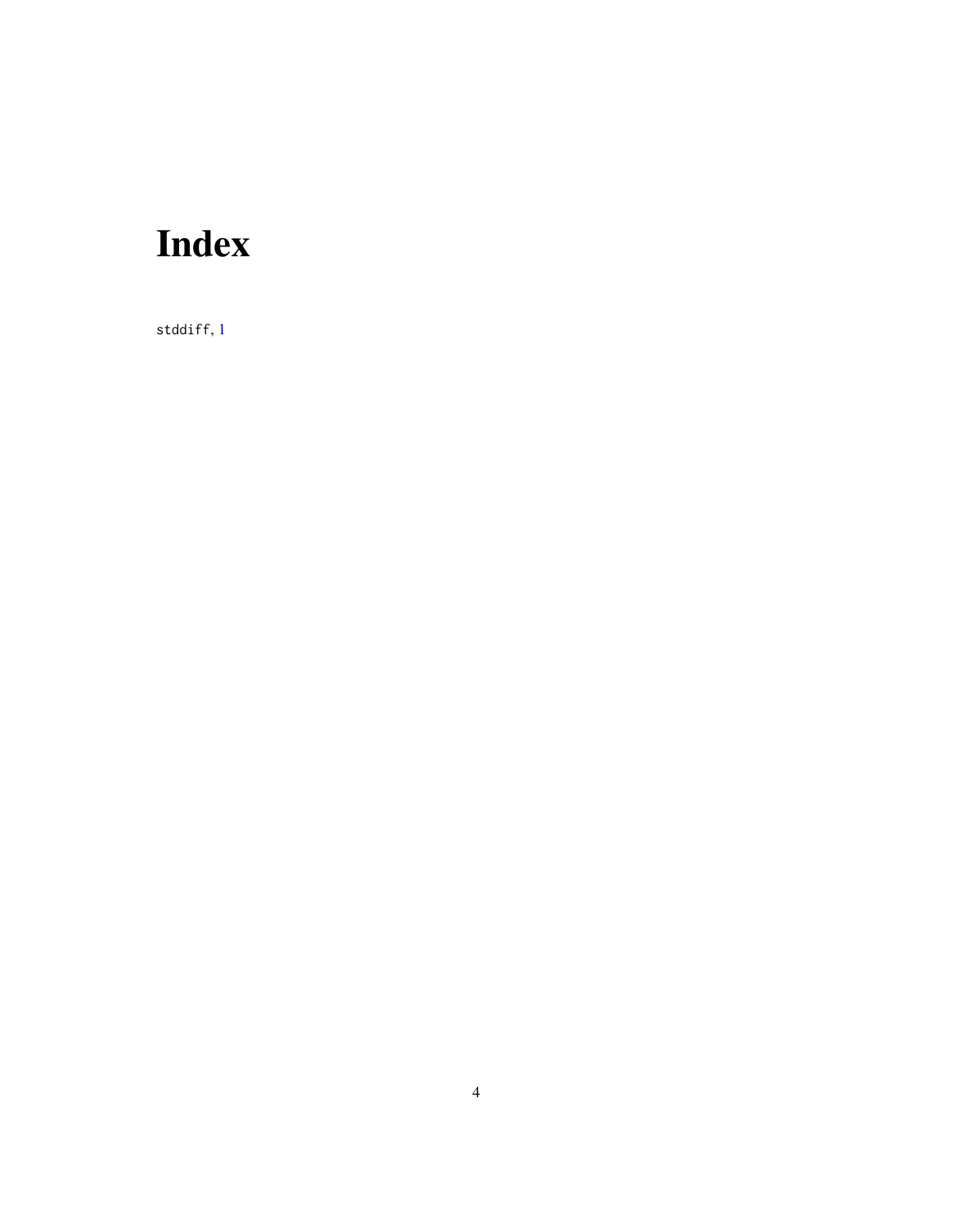# Index

`stddiff`, 1